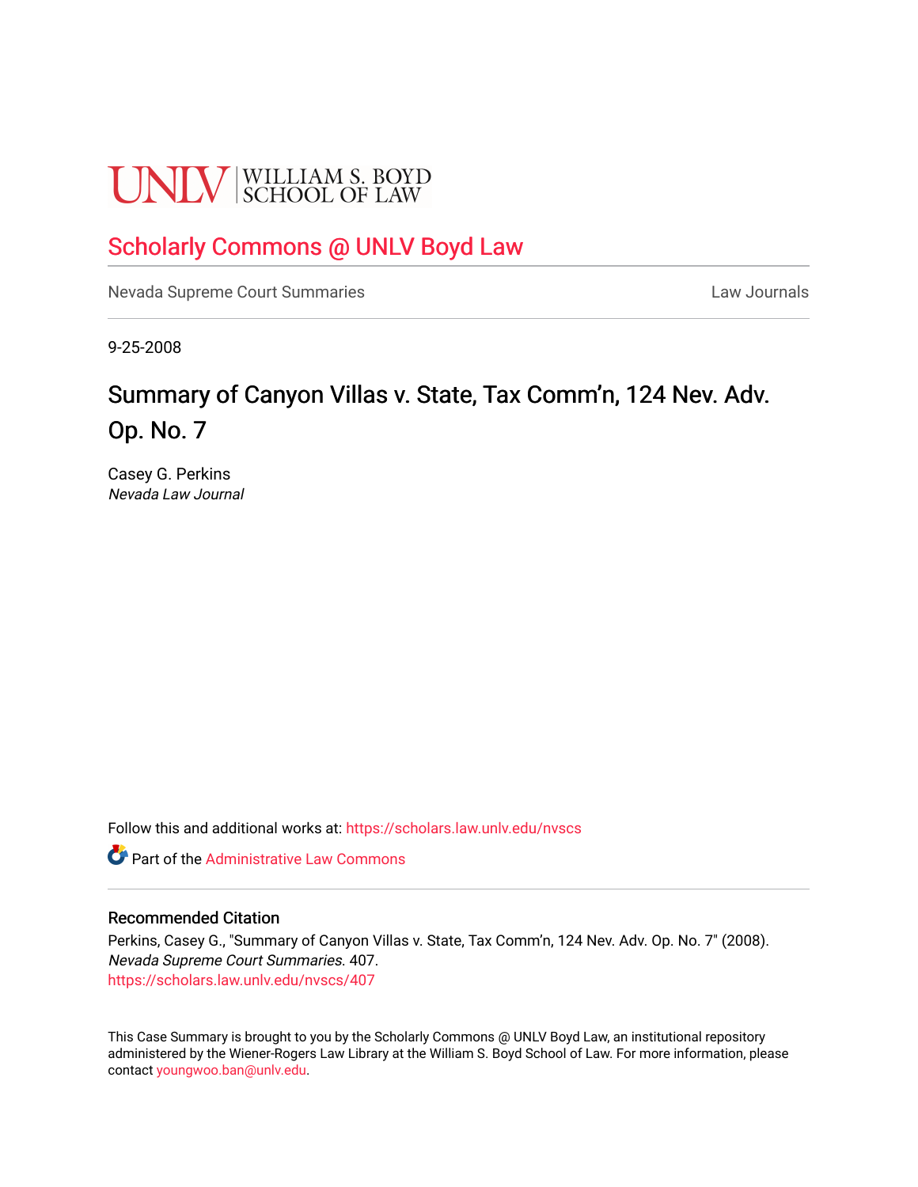UNLV | WILLIAM S. BOYD SCHOOL OF LAW

# Scholarly Commons @ UNLV Boyd Law

Nevada Supreme Court Summaries | Law Journals

9-25-2008

## Summary of Canyon Villas v. State, Tax Comm’n, 124 Nev. Adv. Op. No. 7

Casey G. Perkins
*Nevada Law Journal*

Follow this and additional works at: https://scholars.law.unlv.edu/nvscs

Part of the Administrative Law Commons

### Recommended Citation

Perkins, Casey G., "Summary of Canyon Villas v. State, Tax Comm’n, 124 Nev. Adv. Op. No. 7" (2008). *Nevada Supreme Court Summaries*. 407.
https://scholars.law.unlv.edu/nvscs/407

This Case Summary is brought to you by the Scholarly Commons @ UNLV Boyd Law, an institutional repository administered by the Wiener-Rogers Law Library at the William S. Boyd School of Law. For more information, please contact youngwoo.ban@unlv.edu.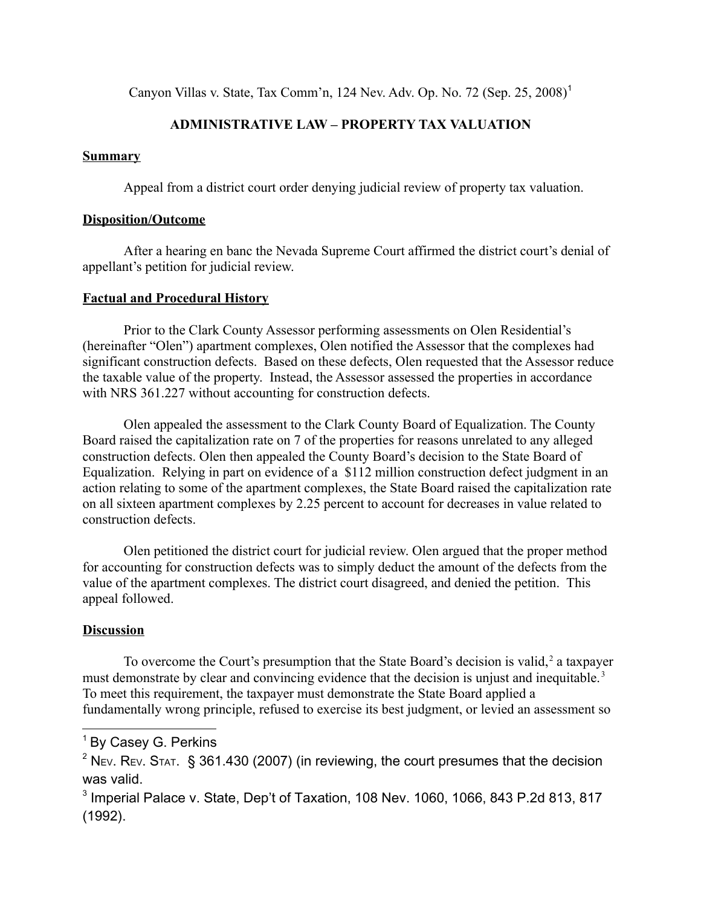Canyon Villas v. State, Tax Comm'n, 124 Nev. Adv. Op. No. 72 (Sep. 25, 2008)[1]

**ADMINISTRATIVE LAW – PROPERTY TAX VALUATION**

**Summary**

Appeal from a district court order denying judicial review of property tax valuation.

**Disposition/Outcome**

After a hearing en banc the Nevada Supreme Court affirmed the district court's denial of appellant's petition for judicial review.

**Factual and Procedural History**

Prior to the Clark County Assessor performing assessments on Olen Residential's (hereinafter "Olen") apartment complexes, Olen notified the Assessor that the complexes had significant construction defects. Based on these defects, Olen requested that the Assessor reduce the taxable value of the property. Instead, the Assessor assessed the properties in accordance with NRS 361.227 without accounting for construction defects.

Olen appealed the assessment to the Clark County Board of Equalization. The County Board raised the capitalization rate on 7 of the properties for reasons unrelated to any alleged construction defects. Olen then appealed the County Board's decision to the State Board of Equalization. Relying in part on evidence of a $112 million construction defect judgment in an action relating to some of the apartment complexes, the State Board raised the capitalization rate on all sixteen apartment complexes by 2.25 percent to account for decreases in value related to construction defects.

Olen petitioned the district court for judicial review. Olen argued that the proper method for accounting for construction defects was to simply deduct the amount of the defects from the value of the apartment complexes. The district court disagreed, and denied the petition. This appeal followed.

**Discussion**

To overcome the Court's presumption that the State Board's decision is valid,[2] a taxpayer must demonstrate by clear and convincing evidence that the decision is unjust and inequitable.[3] To meet this requirement, the taxpayer must demonstrate the State Board applied a fundamentally wrong principle, refused to exercise its best judgment, or levied an assessment so

---

[1] By Casey G. Perkins

[2] Nev. Rev. Stat. § 361.430 (2007) (in reviewing, the court presumes that the decision was valid.

[3] Imperial Palace v. State, Dep't of Taxation, 108 Nev. 1060, 1066, 843 P.2d 813, 817 (1992).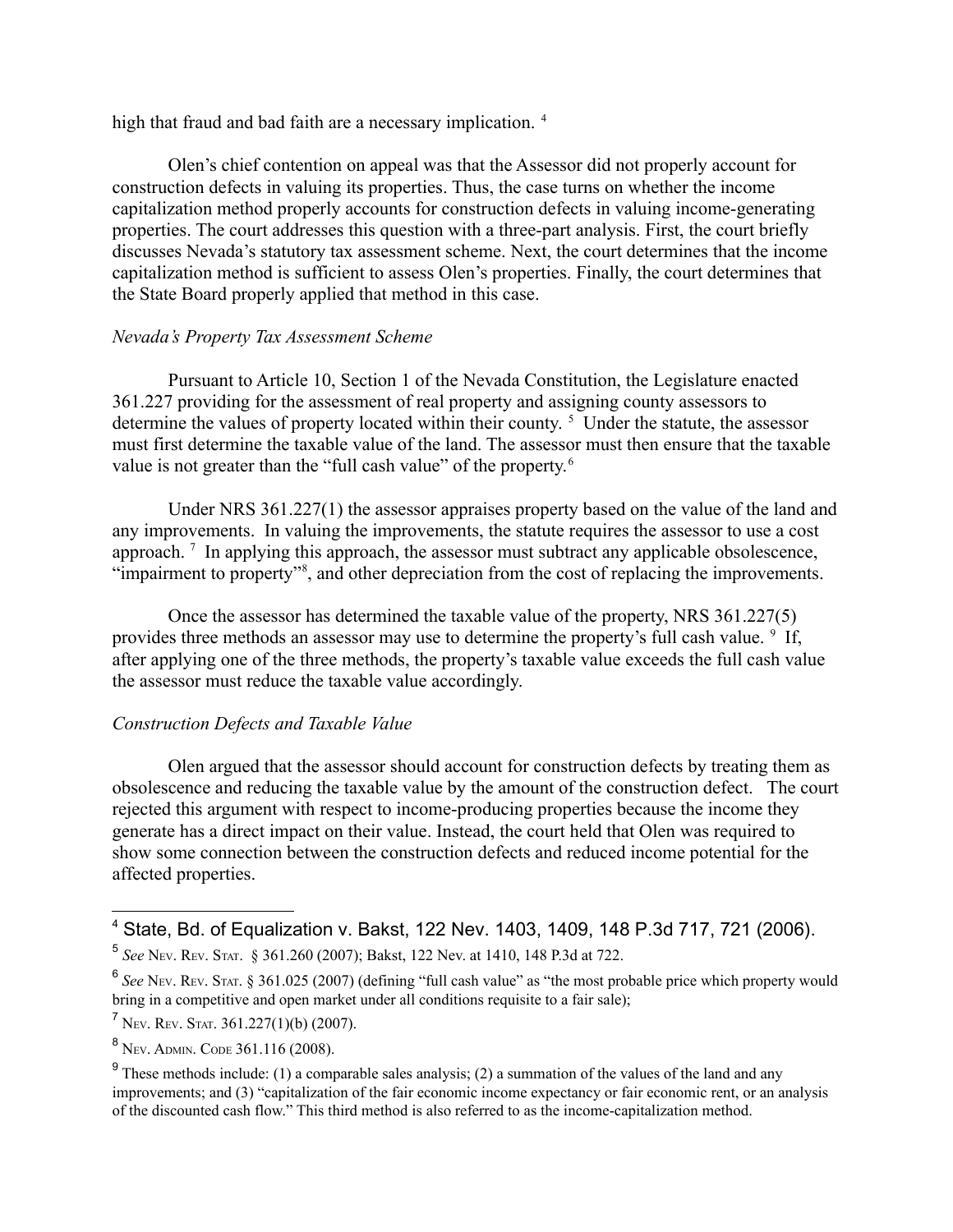high that fraud and bad faith are a necessary implication. [4]

Olen's chief contention on appeal was that the Assessor did not properly account for construction defects in valuing its properties. Thus, the case turns on whether the income capitalization method properly accounts for construction defects in valuing income-generating properties. The court addresses this question with a three-part analysis. First, the court briefly discusses Nevada's statutory tax assessment scheme. Next, the court determines that the income capitalization method is sufficient to assess Olen's properties. Finally, the court determines that the State Board properly applied that method in this case.

*Nevada's Property Tax Assessment Scheme*

Pursuant to Article 10, Section 1 of the Nevada Constitution, the Legislature enacted 361.227 providing for the assessment of real property and assigning county assessors to determine the values of property located within their county. [5] Under the statute, the assessor must first determine the taxable value of the land. The assessor must then ensure that the taxable value is not greater than the "full cash value" of the property. [6]

Under NRS 361.227(1) the assessor appraises property based on the value of the land and any improvements. In valuing the improvements, the statute requires the assessor to use a cost approach. [7] In applying this approach, the assessor must subtract any applicable obsolescence, "impairment to property"[8], and other depreciation from the cost of replacing the improvements.

Once the assessor has determined the taxable value of the property, NRS 361.227(5) provides three methods an assessor may use to determine the property's full cash value. [9] If, after applying one of the three methods, the property's taxable value exceeds the full cash value the assessor must reduce the taxable value accordingly.

*Construction Defects and Taxable Value*

Olen argued that the assessor should account for construction defects by treating them as obsolescence and reducing the taxable value by the amount of the construction defect. The court rejected this argument with respect to income-producing properties because the income they generate has a direct impact on their value. Instead, the court held that Olen was required to show some connection between the construction defects and reduced income potential for the affected properties.

---

[4] State, Bd. of Equalization v. Bakst, 122 Nev. 1403, 1409, 148 P.3d 717, 721 (2006).

[5] *See* Nev. Rev. Stat. § 361.260 (2007); Bakst, 122 Nev. at 1410, 148 P.3d at 722.

[6] *See* Nev. Rev. Stat. § 361.025 (2007) (defining "full cash value" as "the most probable price which property would bring in a competitive and open market under all conditions requisite to a fair sale);

[7] Nev. Rev. Stat. 361.227(1)(b) (2007).

[8] Nev. Admin. Code 361.116 (2008).

[9] These methods include: (1) a comparable sales analysis; (2) a summation of the values of the land and any improvements; and (3) "capitalization of the fair economic income expectancy or fair economic rent, or an analysis of the discounted cash flow." This third method is also referred to as the income-capitalization method.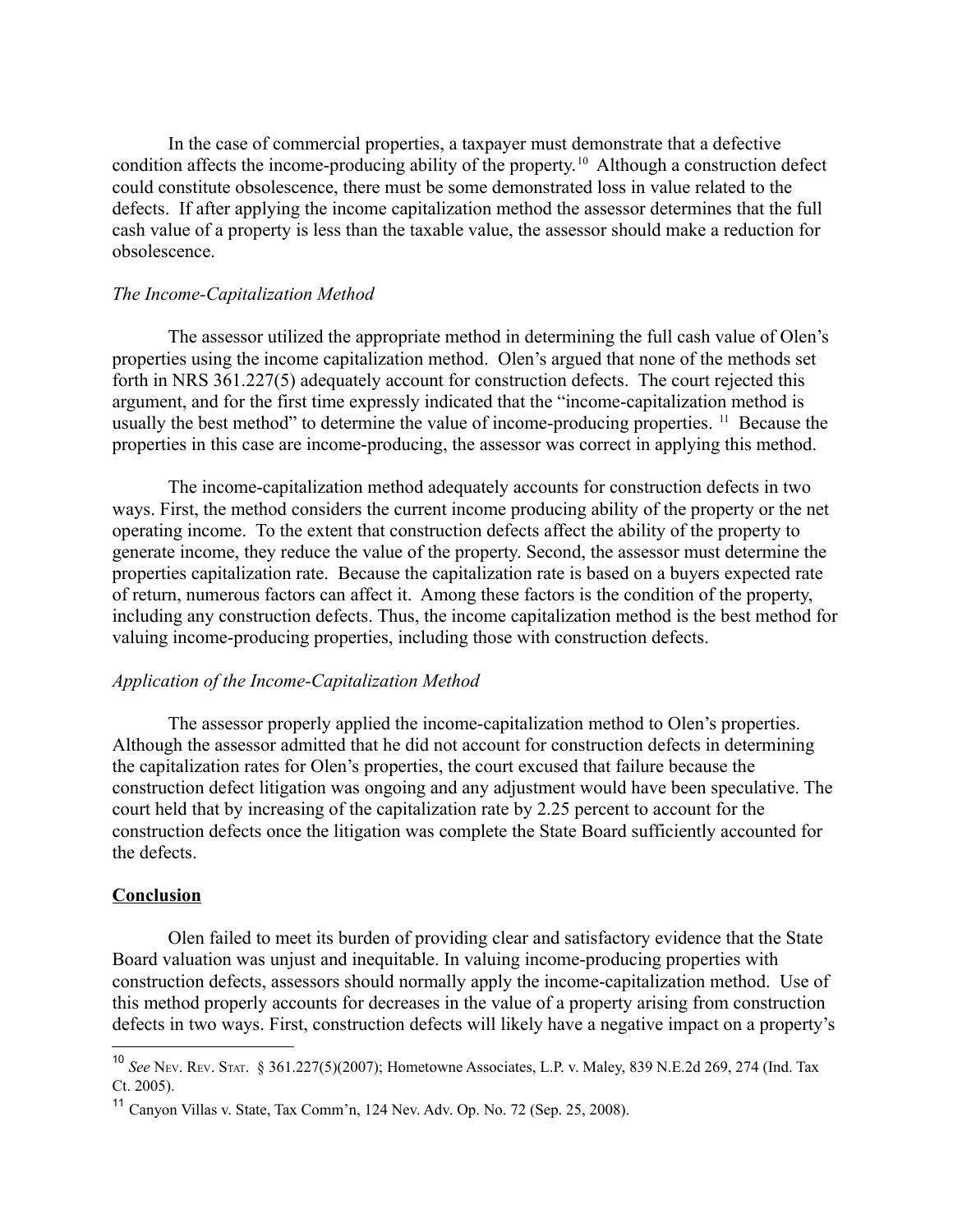In the case of commercial properties, a taxpayer must demonstrate that a defective condition affects the income-producing ability of the property.[10] Although a construction defect could constitute obsolescence, there must be some demonstrated loss in value related to the defects. If after applying the income capitalization method the assessor determines that the full cash value of a property is less than the taxable value, the assessor should make a reduction for obsolescence.

*The Income-Capitalization Method*

The assessor utilized the appropriate method in determining the full cash value of Olen's properties using the income capitalization method. Olen's argued that none of the methods set forth in NRS 361.227(5) adequately account for construction defects. The court rejected this argument, and for the first time expressly indicated that the "income-capitalization method is usually the best method" to determine the value of income-producing properties.[11] Because the properties in this case are income-producing, the assessor was correct in applying this method.

The income-capitalization method adequately accounts for construction defects in two ways. First, the method considers the current income producing ability of the property or the net operating income. To the extent that construction defects affect the ability of the property to generate income, they reduce the value of the property. Second, the assessor must determine the properties capitalization rate. Because the capitalization rate is based on a buyers expected rate of return, numerous factors can affect it. Among these factors is the condition of the property, including any construction defects. Thus, the income capitalization method is the best method for valuing income-producing properties, including those with construction defects.

*Application of the Income-Capitalization Method*

The assessor properly applied the income-capitalization method to Olen's properties. Although the assessor admitted that he did not account for construction defects in determining the capitalization rates for Olen's properties, the court excused that failure because the construction defect litigation was ongoing and any adjustment would have been speculative. The court held that by increasing of the capitalization rate by 2.25 percent to account for the construction defects once the litigation was complete the State Board sufficiently accounted for the defects.

**<u>Conclusion</u>**

Olen failed to meet its burden of providing clear and satisfactory evidence that the State Board valuation was unjust and inequitable. In valuing income-producing properties with construction defects, assessors should normally apply the income-capitalization method. Use of this method properly accounts for decreases in the value of a property arising from construction defects in two ways. First, construction defects will likely have a negative impact on a property's

---

[10] *See* NEV. REV. STAT. § 361.227(5)(2007); Hometowne Associates, L.P. v. Maley, 839 N.E.2d 269, 274 (Ind. Tax Ct. 2005).

[11] Canyon Villas v. State, Tax Comm'n, 124 Nev. Adv. Op. No. 72 (Sep. 25, 2008).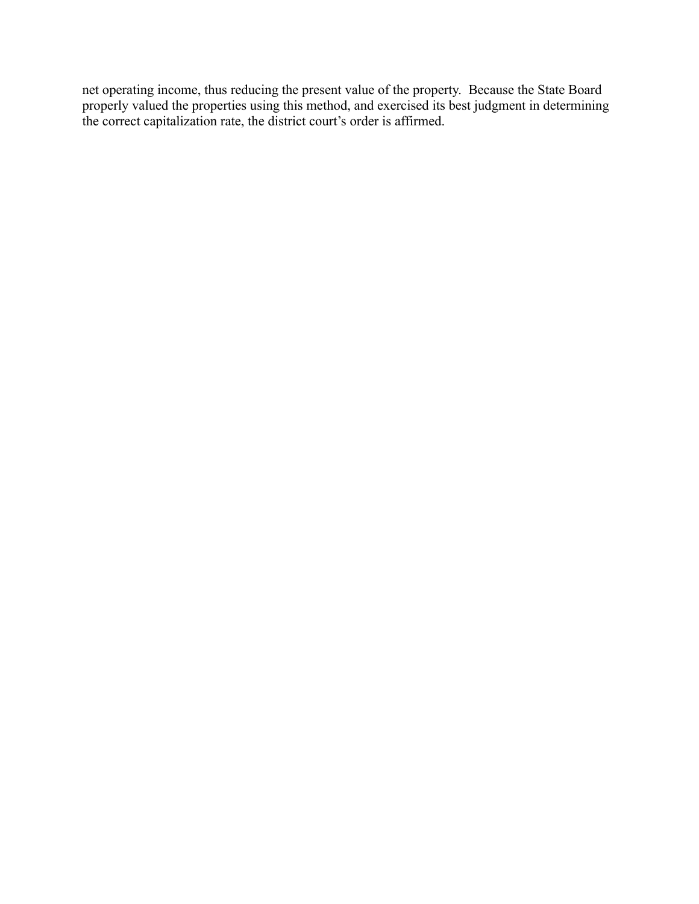net operating income, thus reducing the present value of the property. Because the State Board properly valued the properties using this method, and exercised its best judgment in determining the correct capitalization rate, the district court's order is affirmed.